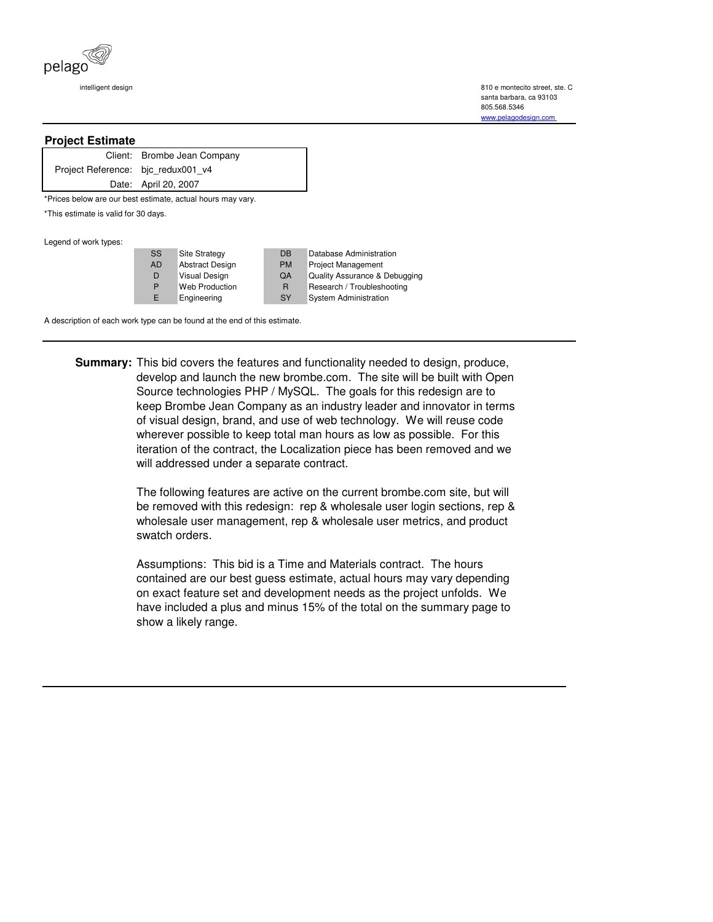pelago

intelligent design

810 e montecito street, ste. C
santa barbara, ca 93103
805.568.5346
www.pelagodesign.com

## Project Estimate

| | |
|---|---|
| Client: | Brombe Jean Company |
| Project Reference: | bjc_redux001_v4 |
| Date: | April 20, 2007 |

*Prices below are our best estimate, actual hours may vary.

*This estimate is valid for 30 days.

Legend of work types:

| | | | |
|---|---|---|---|
| SS | Site Strategy | DB | Database Administration |
| AD | Abstract Design | PM | Project Management |
| D | Visual Design | QA | Quality Assurance & Debugging |
| P | Web Production | R | Research / Troubleshooting |
| E | Engineering | SY | System Administration |

A description of each work type can be found at the end of this estimate.

**Summary:** This bid covers the features and functionality needed to design, produce, develop and launch the new brombe.com. The site will be built with Open Source technologies PHP / MySQL. The goals for this redesign are to keep Brombe Jean Company as an industry leader and innovator in terms of visual design, brand, and use of web technology. We will reuse code wherever possible to keep total man hours as low as possible. For this iteration of the contract, the Localization piece has been removed and we will addressed under a separate contract.

The following features are active on the current brombe.com site, but will be removed with this redesign: rep & wholesale user login sections, rep & wholesale user management, rep & wholesale user metrics, and product swatch orders.

Assumptions: This bid is a Time and Materials contract. The hours contained are our best guess estimate, actual hours may vary depending on exact feature set and development needs as the project unfolds. We have included a plus and minus 15% of the total on the summary page to show a likely range.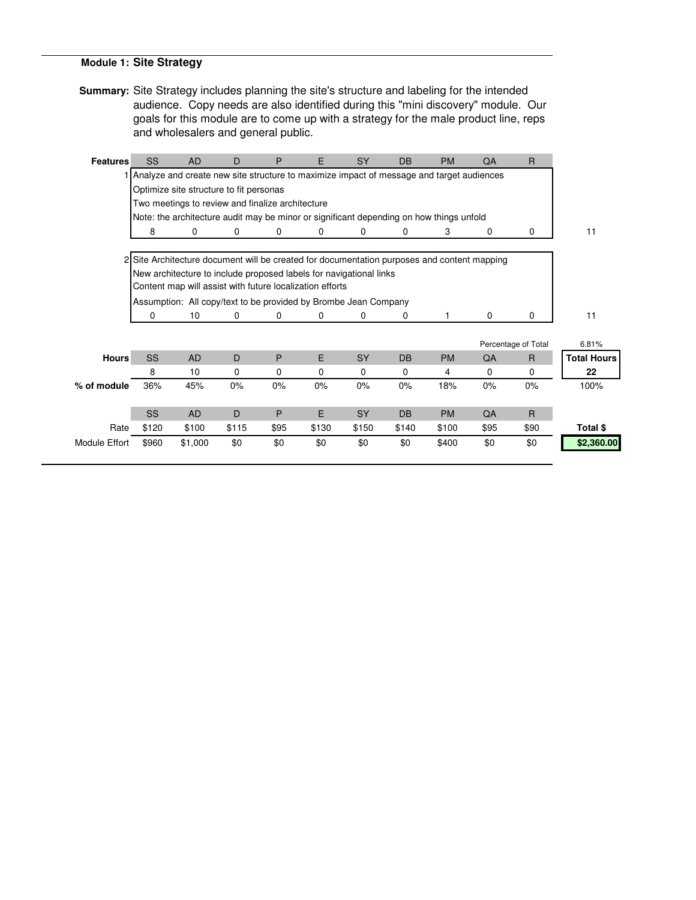## Module 1: Site Strategy

**Summary:** Site Strategy includes planning the site's structure and labeling for the intended audience. Copy needs are also identified during this "mini discovery" module. Our goals for this module are to come up with a strategy for the male product line, reps and wholesalers and general public.

| Features | SS | AD | D | P | E | SY | DB | PM | QA | R | |
|---|---|---|---|---|---|---|---|---|---|---|---|
| 1 | Analyze and create new site structure to maximize impact of message and target audiences<br>Optimize site structure to fit personas<br>Two meetings to review and finalize architecture<br>Note: the architecture audit may be minor or significant depending on how things unfold | | | | | | | | | | |
| | 8 | 0 | 0 | 0 | 0 | 0 | 0 | 3 | 0 | 0 | 11 |
| 2 | Site Architecture document will be created for documentation purposes and content mapping<br>New architecture to include proposed labels for navigational links<br>Content map will assist with future localization efforts<br>Assumption: All copy/text to be provided by Brombe Jean Company | | | | | | | | | | |
| | 0 | 10 | 0 | 0 | 0 | 0 | 0 | 1 | 0 | 0 | 11 |

| | SS | AD | D | P | E | SY | DB | PM | QA | R | Percentage of Total: 6.81% |
|---|---|---|---|---|---|---|---|---|---|---|---|
| **Hours** | 8 | 10 | 0 | 0 | 0 | 0 | 0 | 4 | 0 | 0 | **Total Hours** 22 |
| **% of module** | 36% | 45% | 0% | 0% | 0% | 0% | 0% | 18% | 0% | 0% | 100% |

| | SS | AD | D | P | E | SY | DB | PM | QA | R | |
|---|---|---|---|---|---|---|---|---|---|---|---|
| Rate | $120 | $100 | $115 | $95 | $130 | $150 | $140 | $100 | $95 | $90 | **Total $** |
| Module Effort | $960 | $1,000 | $0 | $0 | $0 | $0 | $0 | $400 | $0 | $0 | **$2,360.00** |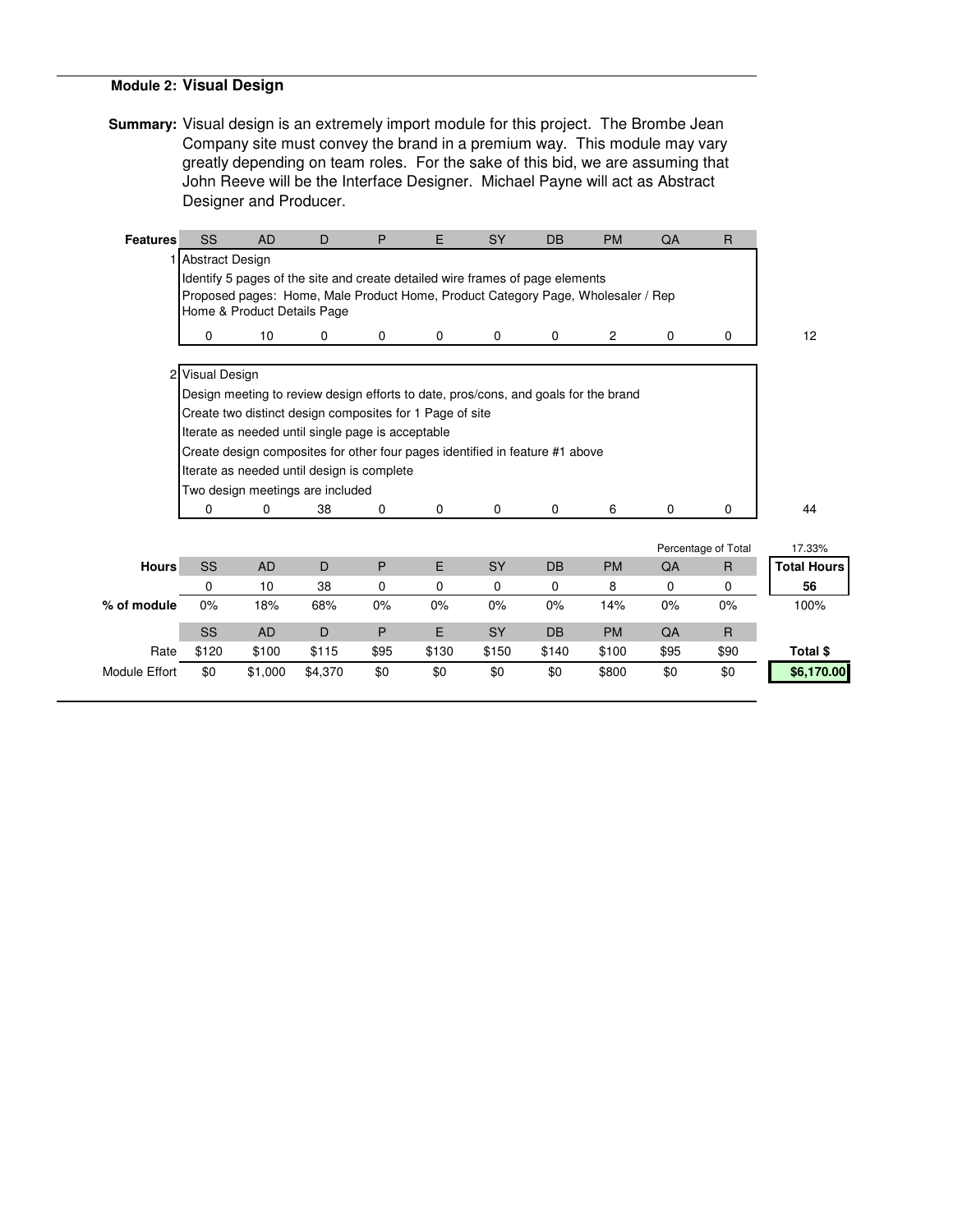## Module 2: Visual Design

**Summary:** Visual design is an extremely import module for this project. The Brombe Jean Company site must convey the brand in a premium way. This module may vary greatly depending on team roles. For the sake of this bid, we are assuming that John Reeve will be the Interface Designer. Michael Payne will act as Abstract Designer and Producer.

| Features | SS | AD | D | P | E | SY | DB | PM | QA | R | |
|---|---|---|---|---|---|---|---|---|---|---|---|
| 1 | Abstract Design<br>Identify 5 pages of the site and create detailed wire frames of page elements<br>Proposed pages: Home, Male Product Home, Product Category Page, Wholesaler / Rep Home & Product Details Page | | | | | | | | | | |
| | 0 | 10 | 0 | 0 | 0 | 0 | 0 | 2 | 0 | 0 | 12 |
| 2 | Visual Design<br>Design meeting to review design efforts to date, pros/cons, and goals for the brand<br>Create two distinct design composites for 1 Page of site<br>Iterate as needed until single page is acceptable<br>Create design composites for other four pages identified in feature #1 above<br>Iterate as needed until design is complete<br>Two design meetings are included | | | | | | | | | | |
| | 0 | 0 | 38 | 0 | 0 | 0 | 0 | 6 | 0 | 0 | 44 |

| | SS | AD | D | P | E | SY | DB | PM | QA | R | Percentage of Total: 17.33% |
|---|---|---|---|---|---|---|---|---|---|---|---|
| **Hours** | 0 | 10 | 38 | 0 | 0 | 0 | 0 | 8 | 0 | 0 | **Total Hours: 56** |
| **% of module** | 0% | 18% | 68% | 0% | 0% | 0% | 0% | 14% | 0% | 0% | 100% |
| Rate | $120 | $100 | $115 | $95 | $130 | $150 | $140 | $100 | $95 | $90 | **Total $** |
| Module Effort | $0 | $1,000 | $4,370 | $0 | $0 | $0 | $0 | $800 | $0 | $0 | **$6,170.00** |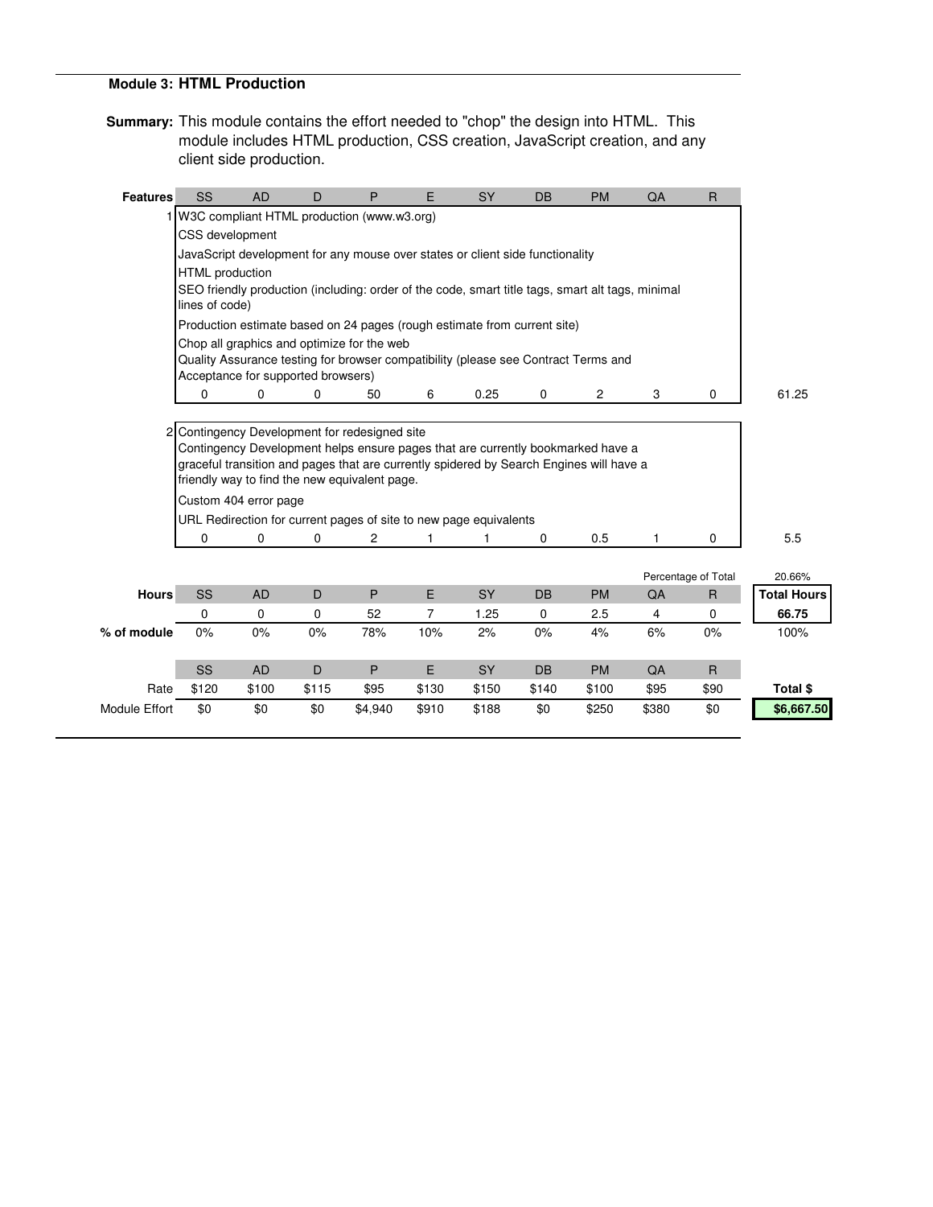## Module 3: HTML Production

**Summary:** This module contains the effort needed to "chop" the design into HTML. This module includes HTML production, CSS creation, JavaScript creation, and any client side production.

| Features | SS | AD | D | P | E | SY | DB | PM | QA | R | |
|---|---|---|---|---|---|---|---|---|---|---|---|
| 1 | W3C compliant HTML production (www.w3.org)<br>CSS development<br>JavaScript development for any mouse over states or client side functionality<br>HTML production<br>SEO friendly production (including: order of the code, smart title tags, smart alt tags, minimal lines of code)<br>Production estimate based on 24 pages (rough estimate from current site)<br>Chop all graphics and optimize for the web<br>Quality Assurance testing for browser compatibility (please see Contract Terms and Acceptance for supported browsers) | | | | | | | | | | |
| | 0 | 0 | 0 | 50 | 6 | 0.25 | 0 | 2 | 3 | 0 | 61.25 |
| 2 | Contingency Development for redesigned site<br>Contingency Development helps ensure pages that are currently bookmarked have a graceful transition and pages that are currently spidered by Search Engines will have a friendly way to find the new equivalent page.<br>Custom 404 error page<br>URL Redirection for current pages of site to new page equivalents | | | | | | | | | | |
| | 0 | 0 | 0 | 2 | 1 | 1 | 0 | 0.5 | 1 | 0 | 5.5 |

| | | | | | | | | | Percentage of Total | | 20.66% |
|---|---|---|---|---|---|---|---|---|---|---|---|
| **Hours** | SS | AD | D | P | E | SY | DB | PM | QA | R | **Total Hours** |
| | 0 | 0 | 0 | 52 | 7 | 1.25 | 0 | 2.5 | 4 | 0 | **66.75** |
| **% of module** | 0% | 0% | 0% | 78% | 10% | 2% | 0% | 4% | 6% | 0% | 100% |

| | SS | AD | D | P | E | SY | DB | PM | QA | R | |
|---|---|---|---|---|---|---|---|---|---|---|---|
| Rate | $120 | $100 | $115 | $95 | $130 | $150 | $140 | $100 | $95 | $90 | **Total $** |
| Module Effort | $0 | $0 | $0 | $4,940 | $910 | $188 | $0 | $250 | $380 | $0 | **$6,667.50** |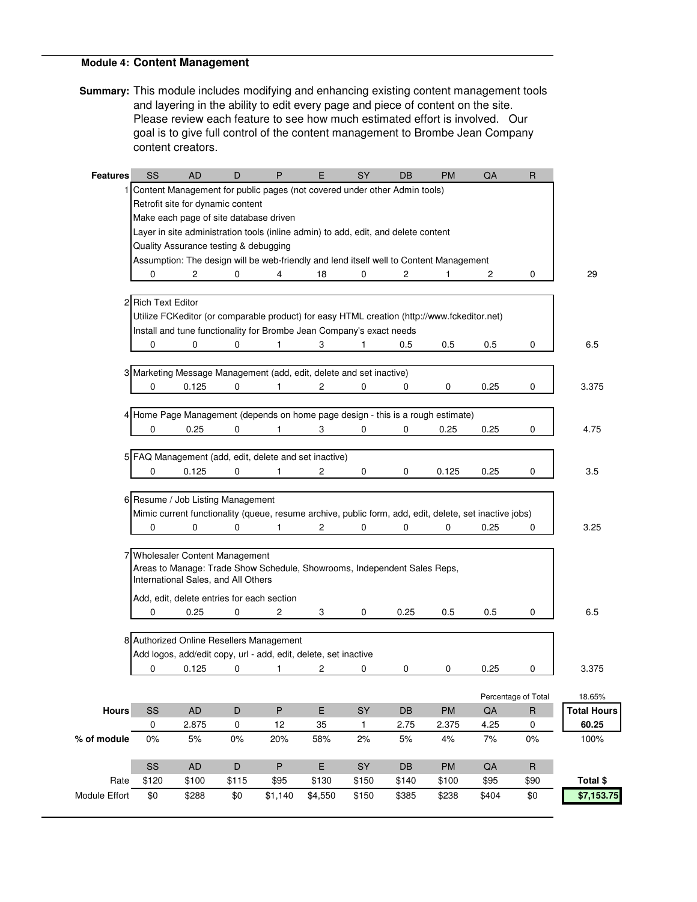**Module 4: Content Management**

**Summary:** This module includes modifying and enhancing existing content management tools and layering in the ability to edit every page and piece of content on the site. Please review each feature to see how much estimated effort is involved. Our goal is to give full control of the content management to Brombe Jean Company content creators.

| Features | SS | AD | D | P | E | SY | DB | PM | QA | R | |
|---|---|---|---|---|---|---|---|---|---|---|---|
| 1 | Content Management for public pages (not covered under other Admin tools)<br>Retrofit site for dynamic content<br>Make each page of site database driven<br>Layer in site administration tools (inline admin) to add, edit, and delete content<br>Quality Assurance testing & debugging<br>Assumption: The design will be web-friendly and lend itself well to Content Management | | | | | | | | | | |
| | 0 | 2 | 0 | 4 | 18 | 0 | 2 | 1 | 2 | 0 | 29 |
| 2 | Rich Text Editor<br>Utilize FCKeditor (or comparable product) for easy HTML creation (http://www.fckeditor.net)<br>Install and tune functionality for Brombe Jean Company's exact needs | | | | | | | | | | |
| | 0 | 0 | 0 | 1 | 3 | 1 | 0.5 | 0.5 | 0.5 | 0 | 6.5 |
| 3 | Marketing Message Management (add, edit, delete and set inactive) | | | | | | | | | | |
| | 0 | 0.125 | 0 | 1 | 2 | 0 | 0 | 0 | 0.25 | 0 | 3.375 |
| 4 | Home Page Management (depends on home page design - this is a rough estimate) | | | | | | | | | | |
| | 0 | 0.25 | 0 | 1 | 3 | 0 | 0 | 0.25 | 0.25 | 0 | 4.75 |
| 5 | FAQ Management (add, edit, delete and set inactive) | | | | | | | | | | |
| | 0 | 0.125 | 0 | 1 | 2 | 0 | 0 | 0.125 | 0.25 | 0 | 3.5 |
| 6 | Resume / Job Listing Management<br>Mimic current functionality (queue, resume archive, public form, add, edit, delete, set inactive jobs) | | | | | | | | | | |
| | 0 | 0 | 0 | 1 | 2 | 0 | 0 | 0 | 0.25 | 0 | 3.25 |
| 7 | Wholesaler Content Management<br>Areas to Manage: Trade Show Schedule, Showrooms, Independent Sales Reps, International Sales, and All Others<br>Add, edit, delete entries for each section | | | | | | | | | | |
| | 0 | 0.25 | 0 | 2 | 3 | 0 | 0.25 | 0.5 | 0.5 | 0 | 6.5 |
| 8 | Authorized Online Resellers Management<br>Add logos, add/edit copy, url - add, edit, delete, set inactive | | | | | | | | | | |
| | 0 | 0.125 | 0 | 1 | 2 | 0 | 0 | 0 | 0.25 | 0 | 3.375 |

| | SS | AD | D | P | E | SY | DB | PM | QA | R | |
|---|---|---|---|---|---|---|---|---|---|---|---|
| | | | | | | | | | Percentage of Total | | 18.65% |
| **Hours** | SS | AD | D | P | E | SY | DB | PM | QA | R | **Total Hours** |
| | 0 | 2.875 | 0 | 12 | 35 | 1 | 2.75 | 2.375 | 4.25 | 0 | **60.25** |
| **% of module** | 0% | 5% | 0% | 20% | 58% | 2% | 5% | 4% | 7% | 0% | 100% |
| | SS | AD | D | P | E | SY | DB | PM | QA | R | |
| Rate | $120 | $100 | $115 | $95 | $130 | $150 | $140 | $100 | $95 | $90 | **Total $** |
| Module Effort | $0 | $288 | $0 | $1,140 | $4,550 | $150 | $385 | $238 | $404 | $0 | **$7,153.75** |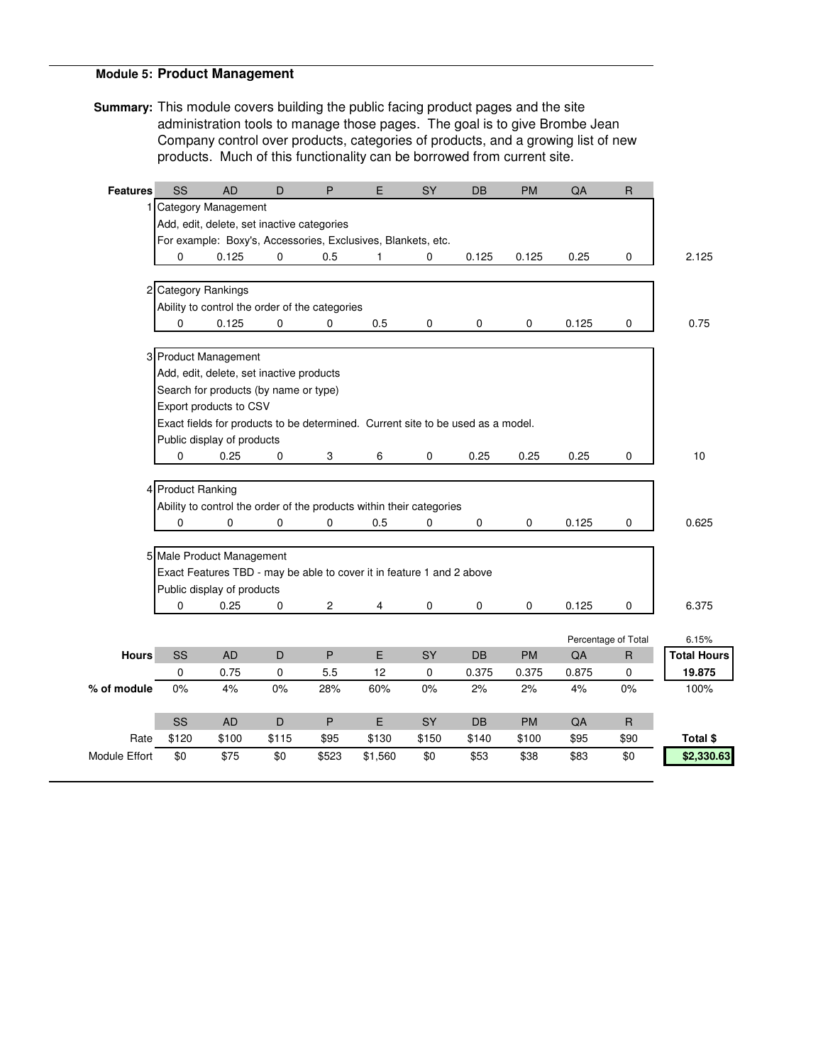## Module 5: Product Management

**Summary:** This module covers building the public facing product pages and the site administration tools to manage those pages. The goal is to give Brombe Jean Company control over products, categories of products, and a growing list of new products. Much of this functionality can be borrowed from current site.

| Features | SS | AD | D | P | E | SY | DB | PM | QA | R | |
|---|---|---|---|---|---|---|---|---|---|---|---|
| 1 | Category Management<br>Add, edit, delete, set inactive categories<br>For example: Boxy's, Accessories, Exclusives, Blankets, etc. | | | | | | | | | | |
| | 0 | 0.125 | 0 | 0.5 | 1 | 0 | 0.125 | 0.125 | 0.25 | 0 | 2.125 |
| 2 | Category Rankings<br>Ability to control the order of the categories | | | | | | | | | | |
| | 0 | 0.125 | 0 | 0 | 0.5 | 0 | 0 | 0 | 0.125 | 0 | 0.75 |
| 3 | Product Management<br>Add, edit, delete, set inactive products<br>Search for products (by name or type)<br>Export products to CSV<br>Exact fields for products to be determined. Current site to be used as a model.<br>Public display of products | | | | | | | | | | |
| | 0 | 0.25 | 0 | 3 | 6 | 0 | 0.25 | 0.25 | 0.25 | 0 | 10 |
| 4 | Product Ranking<br>Ability to control the order of the products within their categories | | | | | | | | | | |
| | 0 | 0 | 0 | 0 | 0.5 | 0 | 0 | 0 | 0.125 | 0 | 0.625 |
| 5 | Male Product Management<br>Exact Features TBD - may be able to cover it in feature 1 and 2 above<br>Public display of products | | | | | | | | | | |
| | 0 | 0.25 | 0 | 2 | 4 | 0 | 0 | 0 | 0.125 | 0 | 6.375 |

Percentage of Total: 6.15%

| Hours | SS | AD | D | P | E | SY | DB | PM | QA | R | Total Hours |
|---|---|---|---|---|---|---|---|---|---|---|---|
| | 0 | 0.75 | 0 | 5.5 | 12 | 0 | 0.375 | 0.375 | 0.875 | 0 | 19.875 |
| % of module | 0% | 4% | 0% | 28% | 60% | 0% | 2% | 2% | 4% | 0% | 100% |

| | SS | AD | D | P | E | SY | DB | PM | QA | R | Total $ |
|---|---|---|---|---|---|---|---|---|---|---|---|
| Rate | $120 | $100 | $115 | $95 | $130 | $150 | $140 | $100 | $95 | $90 | |
| Module Effort | $0 | $75 | $0 | $523 | $1,560 | $0 | $53 | $38 | $83 | $0 | $2,330.63 |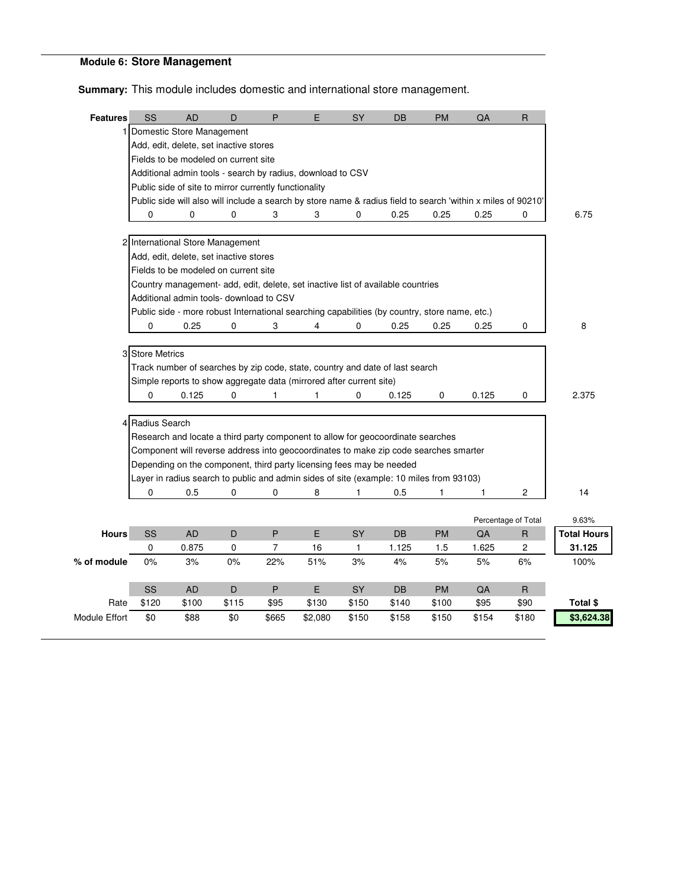## Module 6: Store Management

**Summary:** This module includes domestic and international store management.

| Features | SS | AD | D | P | E | SY | DB | PM | QA | R | |
|---|---|---|---|---|---|---|---|---|---|---|---|
| 1 | Domestic Store Management<br>Add, edit, delete, set inactive stores<br>Fields to be modeled on current site<br>Additional admin tools - search by radius, download to CSV<br>Public side of site to mirror currently functionality<br>Public side will also will include a search by store name & radius field to search 'within x miles of 90210' | | | | | | | | | | |
| | 0 | 0 | 0 | 3 | 3 | 0 | 0.25 | 0.25 | 0.25 | 0 | 6.75 |
| 2 | International Store Management<br>Add, edit, delete, set inactive stores<br>Fields to be modeled on current site<br>Country management- add, edit, delete, set inactive list of available countries<br>Additional admin tools- download to CSV<br>Public side - more robust International searching capabilities (by country, store name, etc.) | | | | | | | | | | |
| | 0 | 0.25 | 0 | 3 | 4 | 0 | 0.25 | 0.25 | 0.25 | 0 | 8 |
| 3 | Store Metrics<br>Track number of searches by zip code, state, country and date of last search<br>Simple reports to show aggregate data (mirrored after current site) | | | | | | | | | | |
| | 0 | 0.125 | 0 | 1 | 1 | 0 | 0.125 | 0 | 0.125 | 0 | 2.375 |
| 4 | Radius Search<br>Research and locate a third party component to allow for geocoordinate searches<br>Component will reverse address into geocoordinates to make zip code searches smarter<br>Depending on the component, third party licensing fees may be needed<br>Layer in radius search to public and admin sides of site (example: 10 miles from 93103) | | | | | | | | | | |
| | 0 | 0.5 | 0 | 0 | 8 | 1 | 0.5 | 1 | 1 | 2 | 14 |

Percentage of Total: 9.63%

| Hours | SS | AD | D | P | E | SY | DB | PM | QA | R | Total Hours |
|---|---|---|---|---|---|---|---|---|---|---|---|
| | 0 | 0.875 | 0 | 7 | 16 | 1 | 1.125 | 1.5 | 1.625 | 2 | 31.125 |
| % of module | 0% | 3% | 0% | 22% | 51% | 3% | 4% | 5% | 5% | 6% | 100% |

| | SS | AD | D | P | E | SY | DB | PM | QA | R | Total $ |
|---|---|---|---|---|---|---|---|---|---|---|---|
| Rate | $120 | $100 | $115 | $95 | $130 | $150 | $140 | $100 | $95 | $90 | |
| Module Effort | $0 | $88 | $0 | $665 | $2,080 | $150 | $158 | $150 | $154 | $180 | $3,624.38 |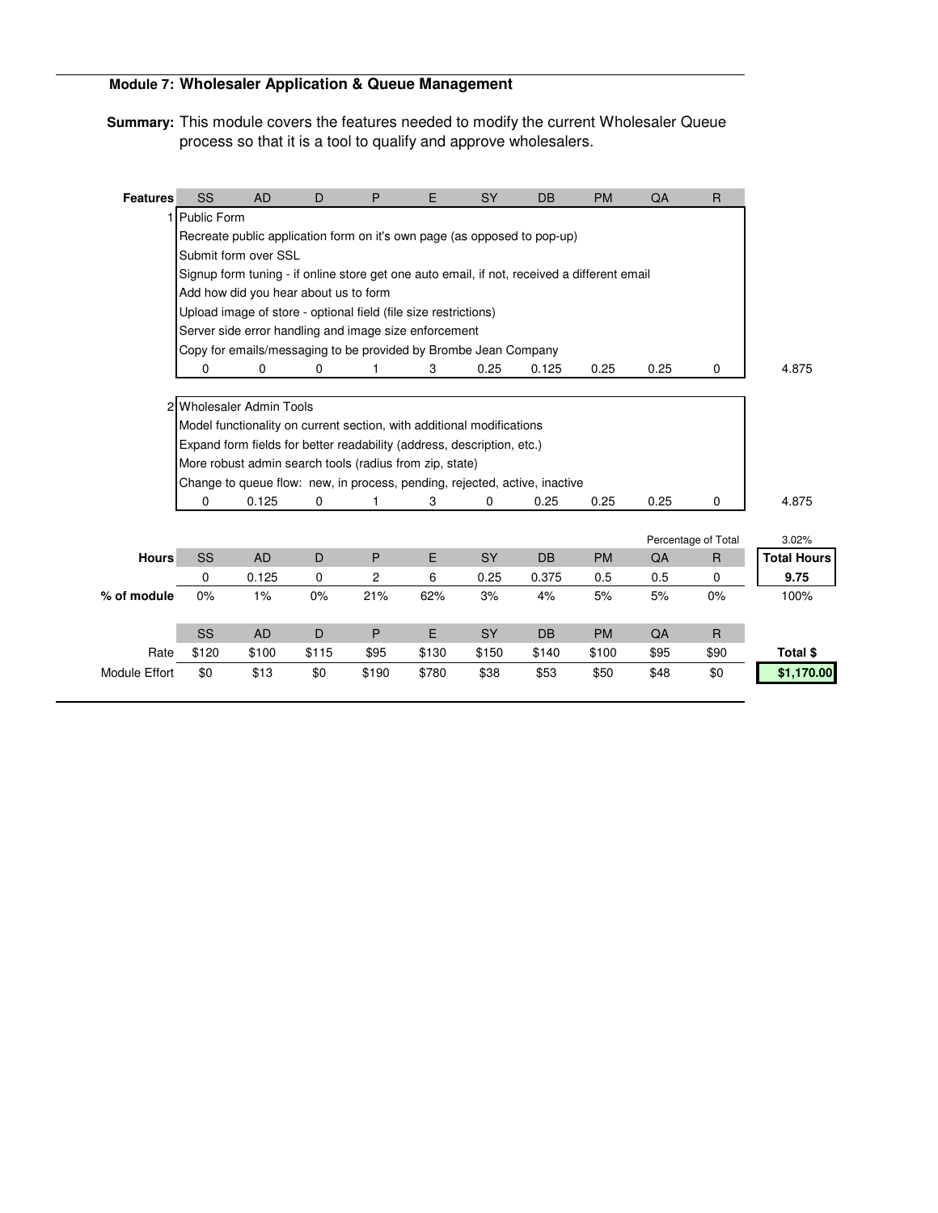**Module 7: Wholesaler Application & Queue Management**

**Summary:** This module covers the features needed to modify the current Wholesaler Queue process so that it is a tool to qualify and approve wholesalers.

| Features | SS | AD | D | P | E | SY | DB | PM | QA | R | |
|---|---|---|---|---|---|---|---|---|---|---|---|
| 1 | Public Form<br>Recreate public application form on it's own page (as opposed to pop-up)<br>Submit form over SSL<br>Signup form tuning - if online store get one auto email, if not, received a different email<br>Add how did you hear about us to form<br>Upload image of store - optional field (file size restrictions)<br>Server side error handling and image size enforcement<br>Copy for emails/messaging to be provided by Brombe Jean Company | | | | | | | | | | |
| | 0 | 0 | 0 | 1 | 3 | 0.25 | 0.125 | 0.25 | 0.25 | 0 | 4.875 |
| 2 | Wholesaler Admin Tools<br>Model functionality on current section, with additional modifications<br>Expand form fields for better readability (address, description, etc.)<br>More robust admin search tools (radius from zip, state)<br>Change to queue flow: new, in process, pending, rejected, active, inactive | | | | | | | | | | |
| | 0 | 0.125 | 0 | 1 | 3 | 0 | 0.25 | 0.25 | 0.25 | 0 | 4.875 |

Percentage of Total: 3.02%

| Hours | SS | AD | D | P | E | SY | DB | PM | QA | R | Total Hours |
|---|---|---|---|---|---|---|---|---|---|---|---|
| | 0 | 0.125 | 0 | 2 | 6 | 0.25 | 0.375 | 0.5 | 0.5 | 0 | **9.75** |
| % of module | 0% | 1% | 0% | 21% | 62% | 3% | 4% | 5% | 5% | 0% | 100% |

| | SS | AD | D | P | E | SY | DB | PM | QA | R | Total $ |
|---|---|---|---|---|---|---|---|---|---|---|---|
| Rate | $120 | $100 | $115 | $95 | $130 | $150 | $140 | $100 | $95 | $90 | |
| Module Effort | $0 | $13 | $0 | $190 | $780 | $38 | $53 | $50 | $48 | $0 | **$1,170.00** |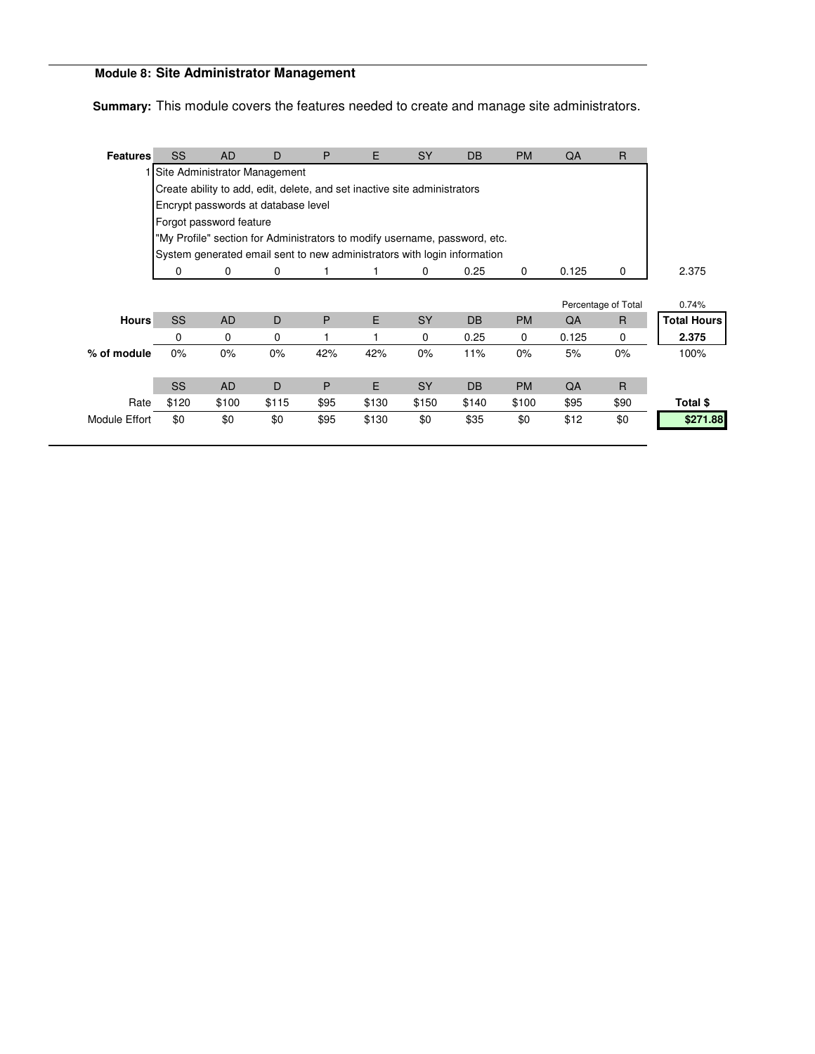## Module 8: Site Administrator Management

**Summary:** This module covers the features needed to create and manage site administrators.

| Features | SS | AD | D | P | E | SY | DB | PM | QA | R | |
|---|---|---|---|---|---|---|---|---|---|---|---|
| 1 | Site Administrator Management<br>Create ability to add, edit, delete, and set inactive site administrators<br>Encrypt passwords at database level<br>Forgot password feature<br>"My Profile" section for Administrators to modify username, password, etc.<br>System generated email sent to new administrators with login information | | | | | | | | | | |
| | 0 | 0 | 0 | 1 | 1 | 0 | 0.25 | 0 | 0.125 | 0 | 2.375 |
| | | | | | | | | | Percentage of Total | | 0.74% |
| **Hours** | SS | AD | D | P | E | SY | DB | PM | QA | R | **Total Hours** |
| | 0 | 0 | 0 | 1 | 1 | 0 | 0.25 | 0 | 0.125 | 0 | **2.375** |
| **% of module** | 0% | 0% | 0% | 42% | 42% | 0% | 11% | 0% | 5% | 0% | 100% |
| | SS | AD | D | P | E | SY | DB | PM | QA | R | |
| Rate | $120 | $100 | $115 | $95 | $130 | $150 | $140 | $100 | $95 | $90 | **Total $** |
| Module Effort | $0 | $0 | $0 | $95 | $130 | $0 | $35 | $0 | $12 | $0 | **$271.88** |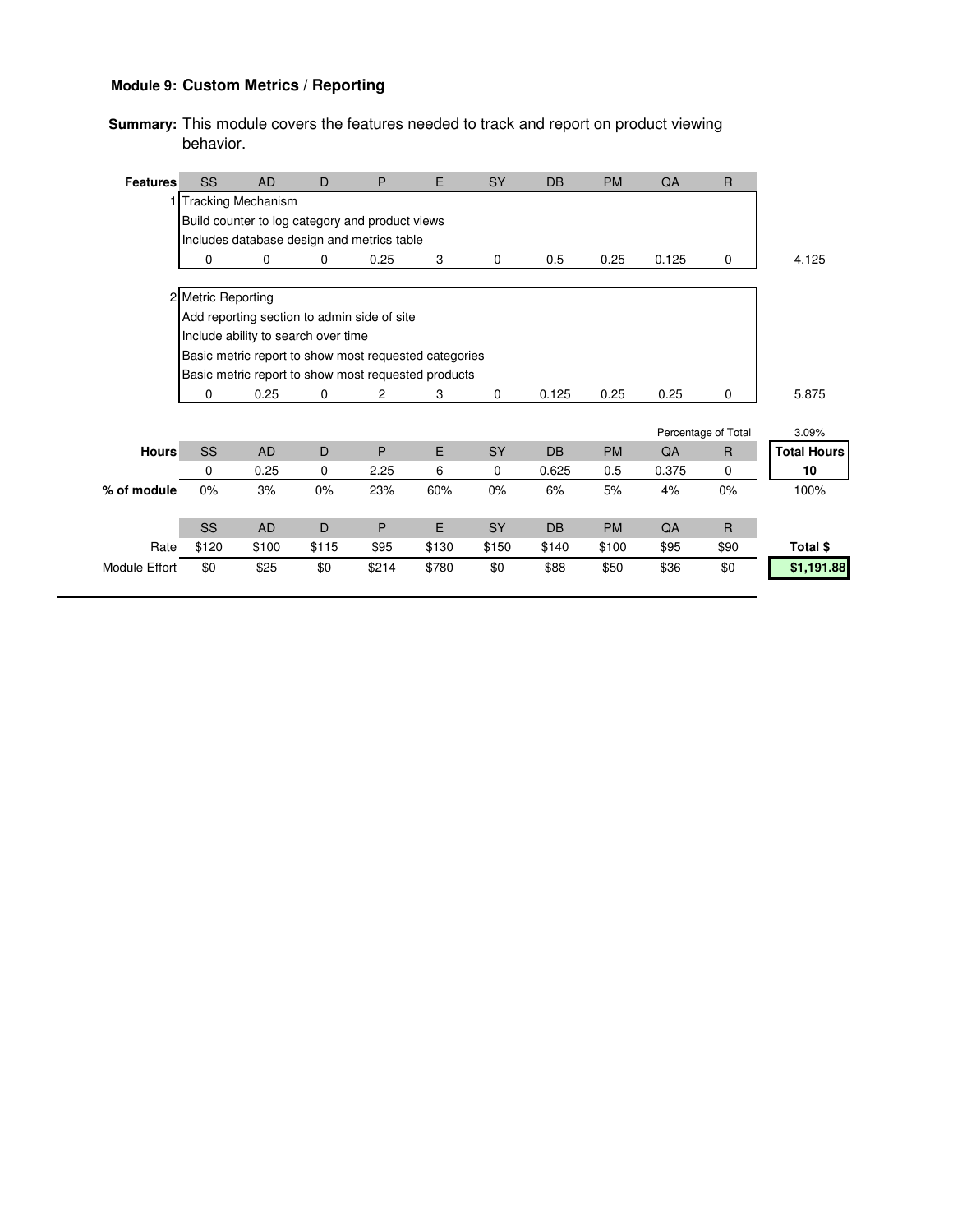## Module 9: Custom Metrics / Reporting

**Summary:** This module covers the features needed to track and report on product viewing behavior.

| Features | SS | AD | D | P | E | SY | DB | PM | QA | R | |
|---|---|---|---|---|---|---|---|---|---|---|---|
| 1 | Tracking Mechanism | | | | | | | | | | |
| | Build counter to log category and product views | | | | | | | | | | |
| | Includes database design and metrics table | | | | | | | | | | |
| | 0 | 0 | 0 | 0.25 | 3 | 0 | 0.5 | 0.25 | 0.125 | 0 | 4.125 |
| 2 | Metric Reporting | | | | | | | | | | |
| | Add reporting section to admin side of site | | | | | | | | | | |
| | Include ability to search over time | | | | | | | | | | |
| | Basic metric report to show most requested categories | | | | | | | | | | |
| | Basic metric report to show most requested products | | | | | | | | | | |
| | 0 | 0.25 | 0 | 2 | 3 | 0 | 0.125 | 0.25 | 0.25 | 0 | 5.875 |

Percentage of Total: 3.09%

| Hours | SS | AD | D | P | E | SY | DB | PM | QA | R | Total Hours |
|---|---|---|---|---|---|---|---|---|---|---|---|
| | 0 | 0.25 | 0 | 2.25 | 6 | 0 | 0.625 | 0.5 | 0.375 | 0 | 10 |
| % of module | 0% | 3% | 0% | 23% | 60% | 0% | 6% | 5% | 4% | 0% | 100% |

| | SS | AD | D | P | E | SY | DB | PM | QA | R | Total $ |
|---|---|---|---|---|---|---|---|---|---|---|---|
| Rate | $120 | $100 | $115 | $95 | $130 | $150 | $140 | $100 | $95 | $90 | |
| Module Effort | $0 | $25 | $0 | $214 | $780 | $0 | $88 | $50 | $36 | $0 | $1,191.88 |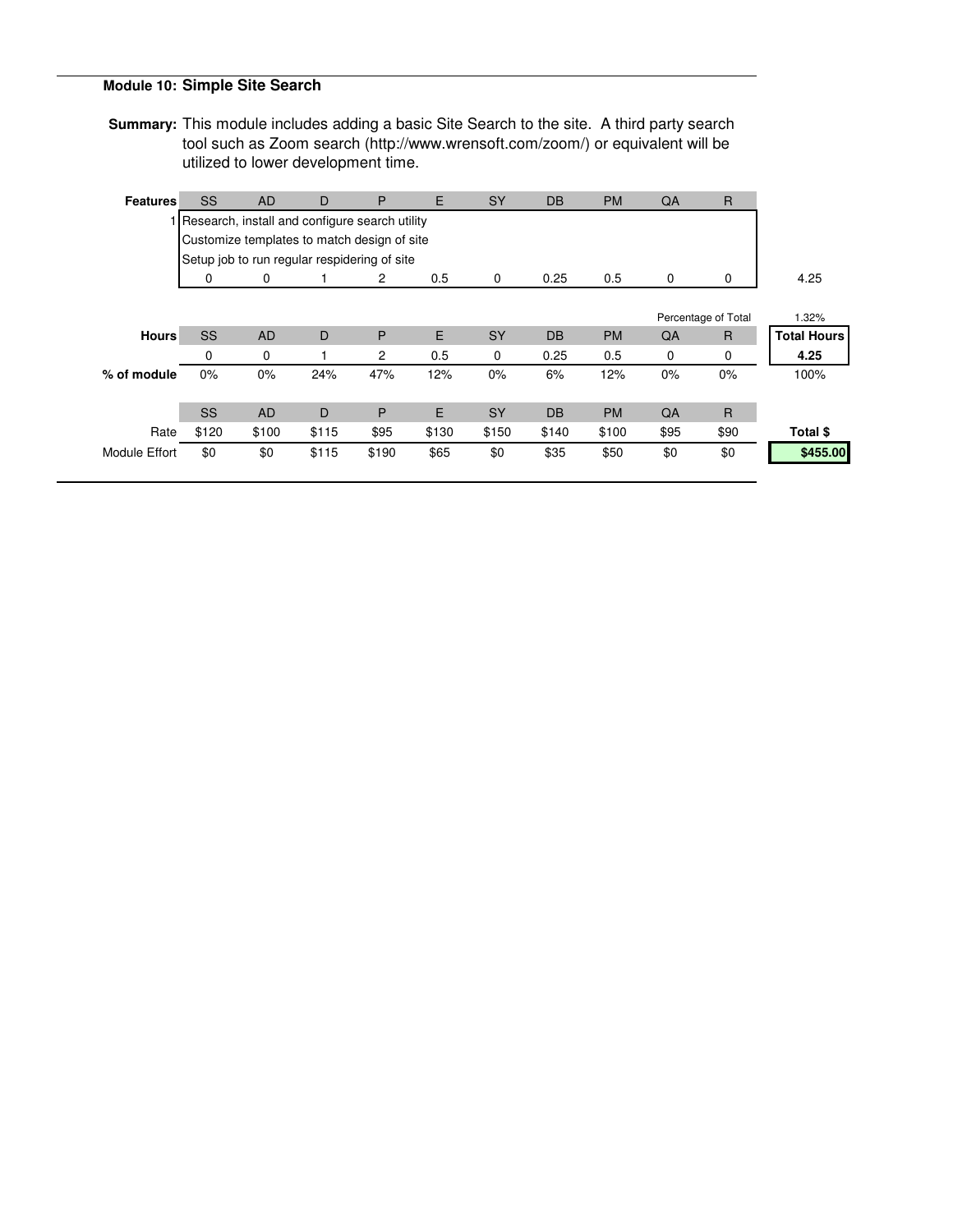## Module 10: Simple Site Search

**Summary:** This module includes adding a basic Site Search to the site. A third party search tool such as Zoom search (http://www.wrensoft.com/zoom/) or equivalent will be utilized to lower development time.

| **Features** | SS | AD | D | P | E | SY | DB | PM | QA | R | |
|---|---|---|---|---|---|---|---|---|---|---|---|
| 1 | Research, install and configure search utility | | | | | | | | | | |
| | Customize templates to match design of site | | | | | | | | | | |
| | Setup job to run regular respidering of site | | | | | | | | | | |
| | 0 | 0 | 1 | 2 | 0.5 | 0 | 0.25 | 0.5 | 0 | 0 | 4.25 |

| | | | | | | | | | Percentage of Total | | 1.32% |
|---|---|---|---|---|---|---|---|---|---|---|---|
| **Hours** | SS | AD | D | P | E | SY | DB | PM | QA | R | **Total Hours** |
| | 0 | 0 | 1 | 2 | 0.5 | 0 | 0.25 | 0.5 | 0 | 0 | **4.25** |
| **% of module** | 0% | 0% | 24% | 47% | 12% | 0% | 6% | 12% | 0% | 0% | 100% |

| | SS | AD | D | P | E | SY | DB | PM | QA | R | |
|---|---|---|---|---|---|---|---|---|---|---|---|
| Rate | $120 | $100 | $115 | $95 | $130 | $150 | $140 | $100 | $95 | $90 | **Total $** |
| Module Effort | $0 | $0 | $115 | $190 | $65 | $0 | $35 | $50 | $0 | $0 | **$455.00** |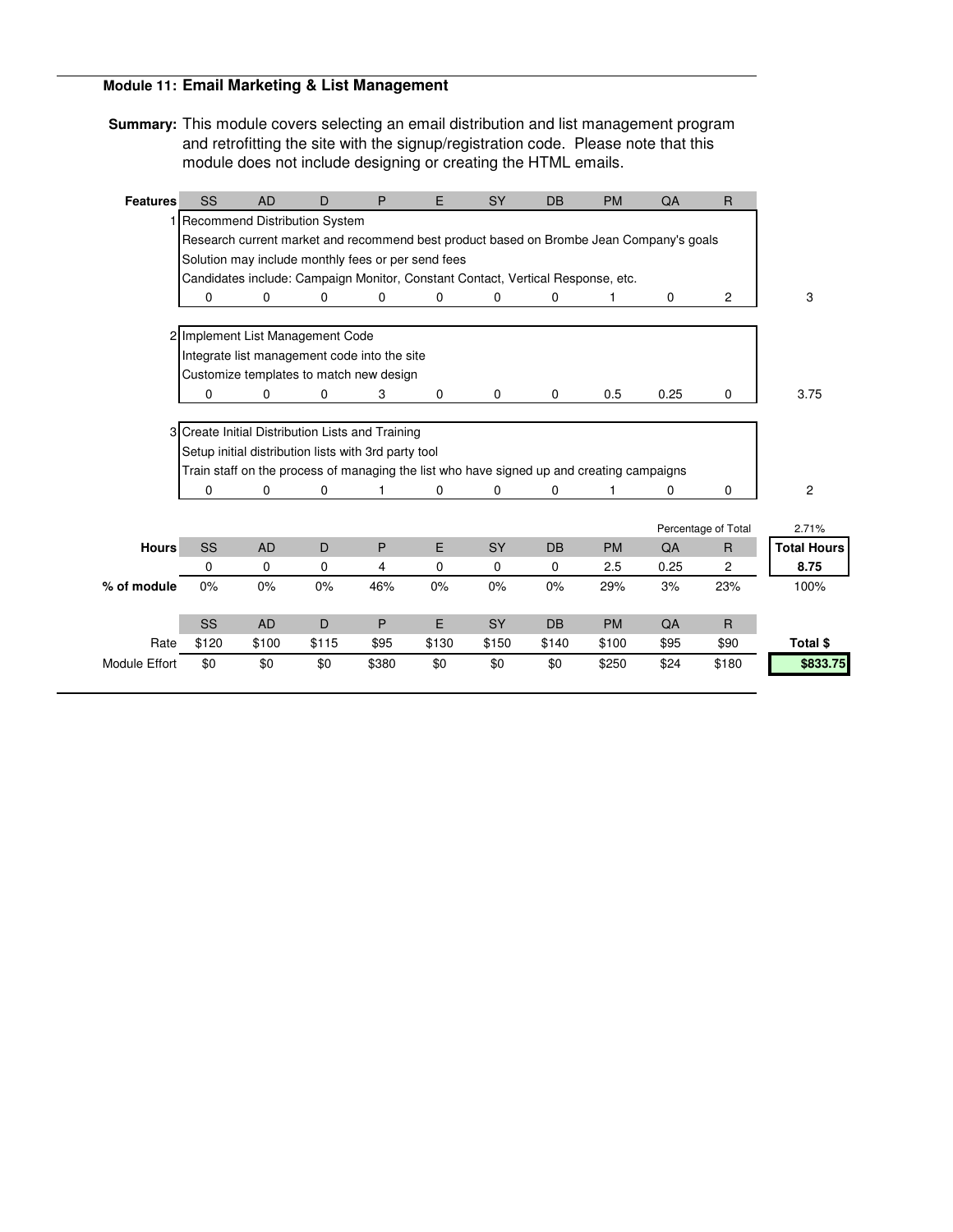**Module 11: Email Marketing & List Management**

**Summary:** This module covers selecting an email distribution and list management program and retrofitting the site with the signup/registration code. Please note that this module does not include designing or creating the HTML emails.

| Features | SS | AD | D | P | E | SY | DB | PM | QA | R | |
|---|---|---|---|---|---|---|---|---|---|---|---|
| 1 | Recommend Distribution System<br>Research current market and recommend best product based on Brombe Jean Company's goals<br>Solution may include monthly fees or per send fees<br>Candidates include: Campaign Monitor, Constant Contact, Vertical Response, etc. | | | | | | | | | | |
| | 0 | 0 | 0 | 0 | 0 | 0 | 0 | 1 | 0 | 2 | 3 |
| 2 | Implement List Management Code<br>Integrate list management code into the site<br>Customize templates to match new design | | | | | | | | | | |
| | 0 | 0 | 0 | 3 | 0 | 0 | 0 | 0.5 | 0.25 | 0 | 3.75 |
| 3 | Create Initial Distribution Lists and Training<br>Setup initial distribution lists with 3rd party tool<br>Train staff on the process of managing the list who have signed up and creating campaigns | | | | | | | | | | |
| | 0 | 0 | 0 | 1 | 0 | 0 | 0 | 1 | 0 | 0 | 2 |

Percentage of Total: 2.71%

| | SS | AD | D | P | E | SY | DB | PM | QA | R | Total Hours |
|---|---|---|---|---|---|---|---|---|---|---|---|
| **Hours** | 0 | 0 | 0 | 4 | 0 | 0 | 0 | 2.5 | 0.25 | 2 | **8.75** |
| **% of module** | 0% | 0% | 0% | 46% | 0% | 0% | 0% | 29% | 3% | 23% | 100% |

| | SS | AD | D | P | E | SY | DB | PM | QA | R | Total $ |
|---|---|---|---|---|---|---|---|---|---|---|---|
| Rate | $120 | $100 | $115 | $95 | $130 | $150 | $140 | $100 | $95 | $90 | |
| Module Effort | $0 | $0 | $0 | $380 | $0 | $0 | $0 | $250 | $24 | $180 | **$833.75** |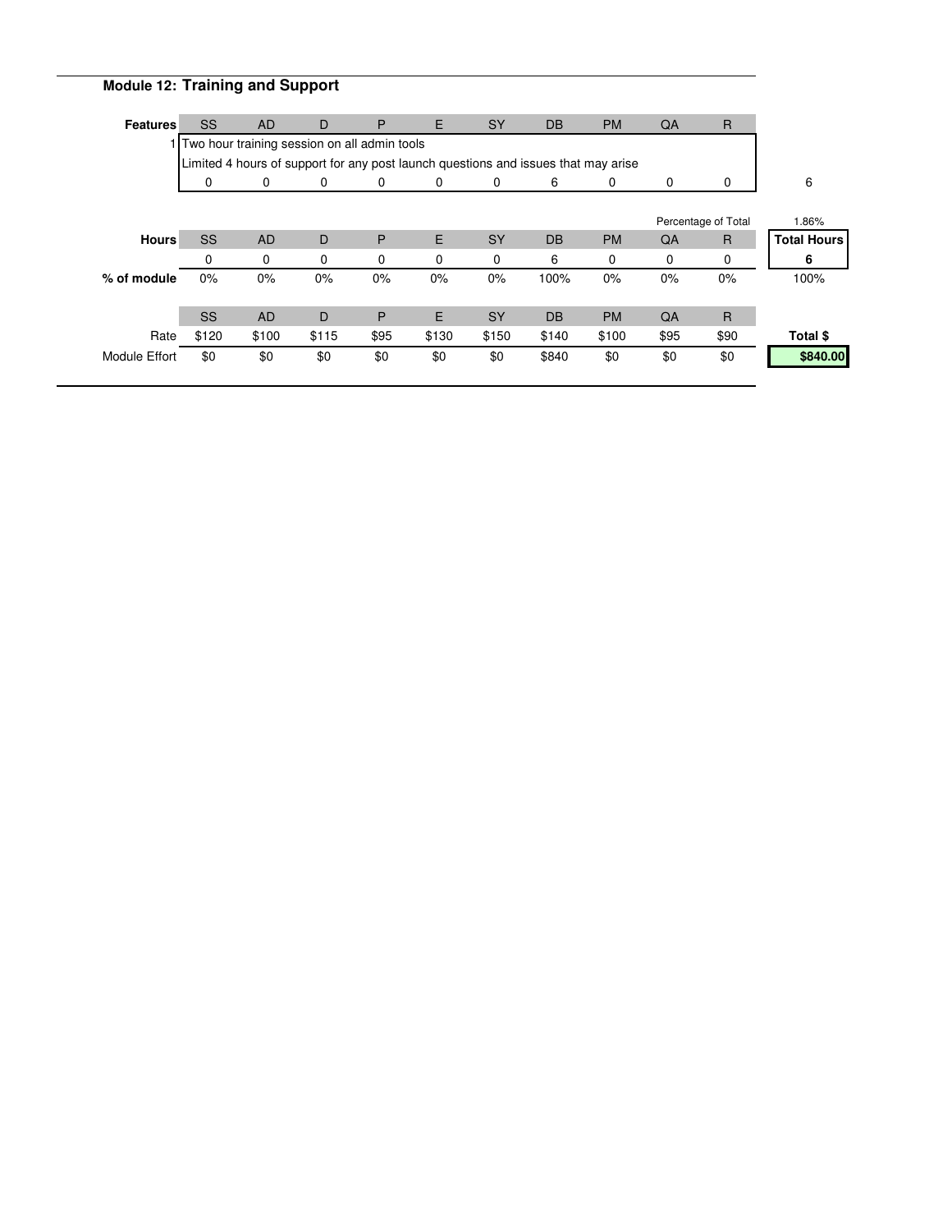## Module 12: Training and Support

| Features | SS | AD | D | P | E | SY | DB | PM | QA | R | |
|---|---|---|---|---|---|---|---|---|---|---|---|
| 1 | Two hour training session on all admin tools<br>Limited 4 hours of support for any post launch questions and issues that may arise | | | | | | | | | | |
| | 0 | 0 | 0 | 0 | 0 | 0 | 6 | 0 | 0 | 0 | 6 |

| | | | | | | | | | Percentage of Total | | 1.86% |
|---|---|---|---|---|---|---|---|---|---|---|---|
| **Hours** | SS | AD | D | P | E | SY | DB | PM | QA | R | **Total Hours** |
| | 0 | 0 | 0 | 0 | 0 | 0 | 6 | 0 | 0 | 0 | **6** |
| **% of module** | 0% | 0% | 0% | 0% | 0% | 0% | 100% | 0% | 0% | 0% | 100% |

| | SS | AD | D | P | E | SY | DB | PM | QA | R | |
|---|---|---|---|---|---|---|---|---|---|---|---|
| Rate | $120 | $100 | $115 | $95 | $130 | $150 | $140 | $100 | $95 | $90 | **Total $** |
| Module Effort | $0 | $0 | $0 | $0 | $0 | $0 | $840 | $0 | $0 | $0 | **$840.00** |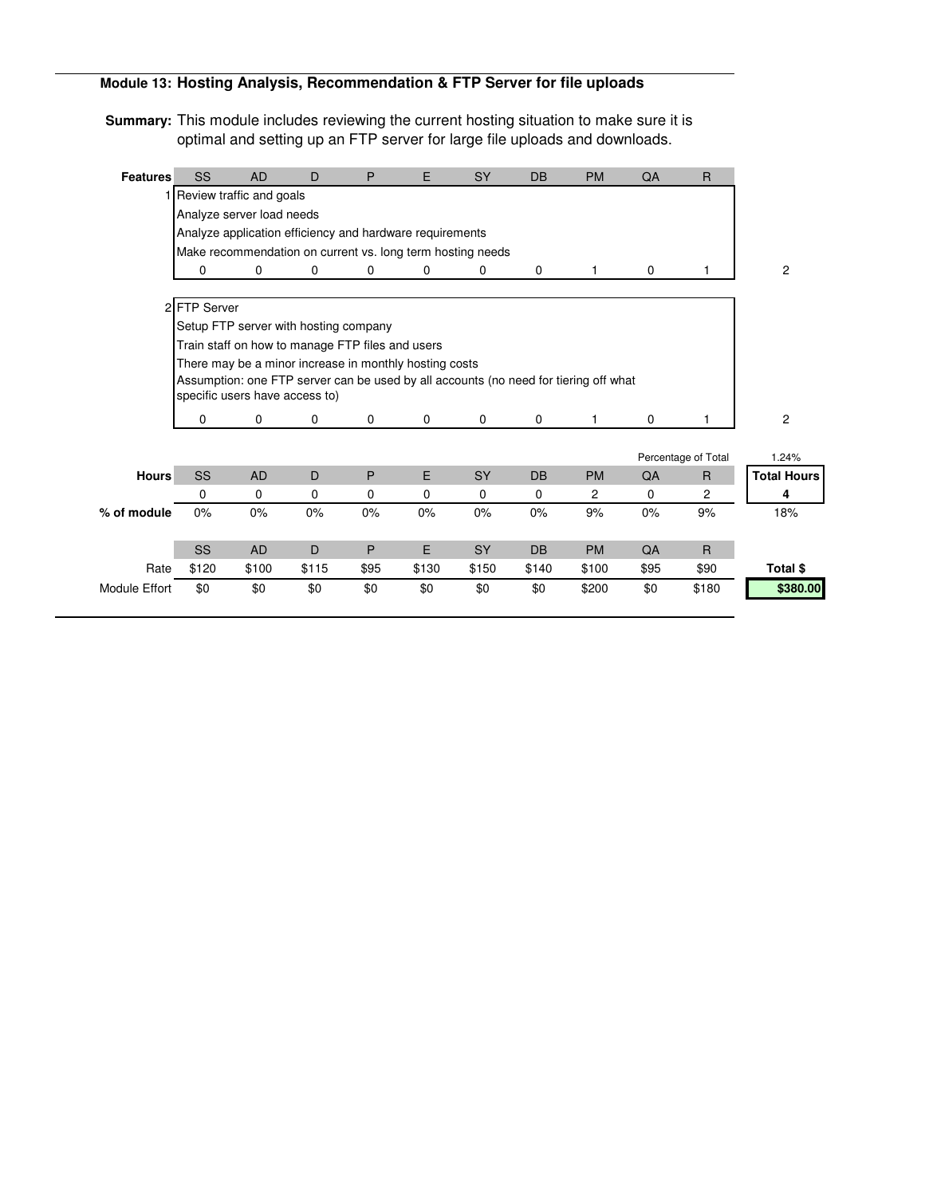## Module 13: Hosting Analysis, Recommendation & FTP Server for file uploads

**Summary:** This module includes reviewing the current hosting situation to make sure it is optimal and setting up an FTP server for large file uploads and downloads.

| Features | SS | AD | D | P | E | SY | DB | PM | QA | R | |
|---|---|---|---|---|---|---|---|---|---|---|---|
| 1 | Review traffic and goals<br>Analyze server load needs<br>Analyze application efficiency and hardware requirements<br>Make recommendation on current vs. long term hosting needs | | | | | | | | | | |
| | 0 | 0 | 0 | 0 | 0 | 0 | 0 | 1 | 0 | 1 | 2 |
| 2 | FTP Server<br>Setup FTP server with hosting company<br>Train staff on how to manage FTP files and users<br>There may be a minor increase in monthly hosting costs<br>Assumption: one FTP server can be used by all accounts (no need for tiering off what specific users have access to) | | | | | | | | | | |
| | 0 | 0 | 0 | 0 | 0 | 0 | 0 | 1 | 0 | 1 | 2 |

| | SS | AD | D | P | E | SY | DB | PM | QA | R | Percentage of Total: 1.24% |
|---|---|---|---|---|---|---|---|---|---|---|---|
| **Hours** | | | | | | | | | | | **Total Hours** |
| | 0 | 0 | 0 | 0 | 0 | 0 | 0 | 2 | 0 | 2 | **4** |
| **% of module** | 0% | 0% | 0% | 0% | 0% | 0% | 0% | 9% | 0% | 9% | 18% |

| | SS | AD | D | P | E | SY | DB | PM | QA | R | |
|---|---|---|---|---|---|---|---|---|---|---|---|
| Rate | $120 | $100 | $115 | $95 | $130 | $150 | $140 | $100 | $95 | $90 | **Total $** |
| Module Effort | $0 | $0 | $0 | $0 | $0 | $0 | $0 | $200 | $0 | $180 | **$380.00** |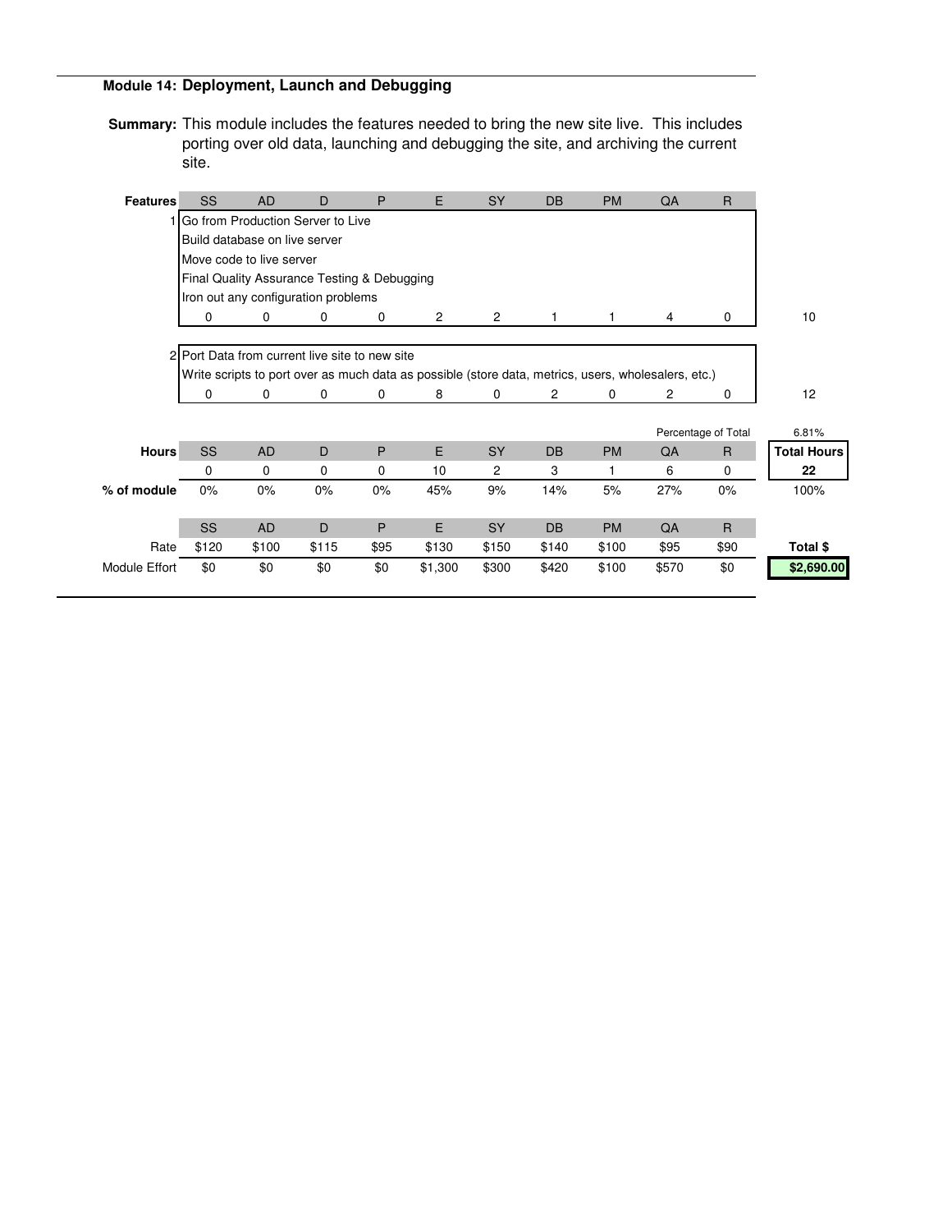## Module 14: Deployment, Launch and Debugging

**Summary:** This module includes the features needed to bring the new site live. This includes porting over old data, launching and debugging the site, and archiving the current site.

| Features | SS | AD | D | P | E | SY | DB | PM | QA | R | |
|---|---|---|---|---|---|---|---|---|---|---|---|
| 1 | Go from Production Server to Live | | | | | | | | | | |
| | Build database on live server | | | | | | | | | | |
| | Move code to live server | | | | | | | | | | |
| | Final Quality Assurance Testing & Debugging | | | | | | | | | | |
| | Iron out any configuration problems | | | | | | | | | | |
| | 0 | 0 | 0 | 0 | 2 | 2 | 1 | 1 | 4 | 0 | 10 |
| 2 | Port Data from current live site to new site | | | | | | | | | | |
| | Write scripts to port over as much data as possible (store data, metrics, users, wholesalers, etc.) | | | | | | | | | | |
| | 0 | 0 | 0 | 0 | 8 | 0 | 2 | 0 | 2 | 0 | 12 |

| | | | | | | | | | Percentage of Total | | 6.81% |
|---|---|---|---|---|---|---|---|---|---|---|---|
| **Hours** | SS | AD | D | P | E | SY | DB | PM | QA | R | **Total Hours** |
| | 0 | 0 | 0 | 0 | 10 | 2 | 3 | 1 | 6 | 0 | **22** |
| **% of module** | 0% | 0% | 0% | 0% | 45% | 9% | 14% | 5% | 27% | 0% | 100% |

| | SS | AD | D | P | E | SY | DB | PM | QA | R | |
|---|---|---|---|---|---|---|---|---|---|---|---|
| Rate | $120 | $100 | $115 | $95 | $130 | $150 | $140 | $100 | $95 | $90 | **Total $** |
| Module Effort | $0 | $0 | $0 | $0 | $1,300 | $300 | $420 | $100 | $570 | $0 | **$2,690.00** |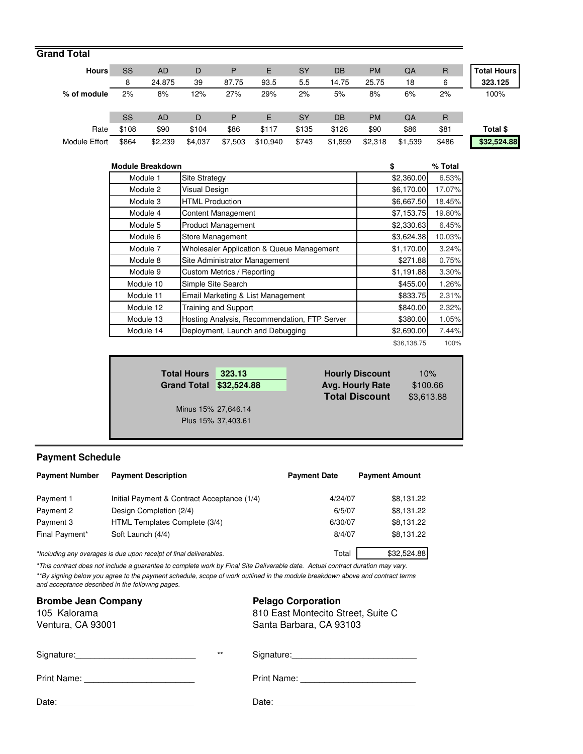## Grand Total

| Hours | SS | AD | D | P | E | SY | DB | PM | QA | R | Total Hours |
|---|---|---|---|---|---|---|---|---|---|---|---|
| | 8 | 24.875 | 39 | 87.75 | 93.5 | 5.5 | 14.75 | 25.75 | 18 | 6 | 323.125 |
| % of module | 2% | 8% | 12% | 27% | 29% | 2% | 5% | 8% | 6% | 2% | 100% |

| | SS | AD | D | P | E | SY | DB | PM | QA | R | |
|---|---|---|---|---|---|---|---|---|---|---|---|
| Rate | $108 | $90 | $104 | $86 | $117 | $135 | $126 | $90 | $86 | $81 | Total $ |
| Module Effort | $864 | $2,239 | $4,037 | $7,503 | $10,940 | $743 | $1,859 | $2,318 | $1,539 | $486 | $32,524.88 |

| Module Breakdown | | $ | % Total |
|---|---|---|---|
| Module 1 | Site Strategy | $2,360.00 | 6.53% |
| Module 2 | Visual Design | $6,170.00 | 17.07% |
| Module 3 | HTML Production | $6,667.50 | 18.45% |
| Module 4 | Content Management | $7,153.75 | 19.80% |
| Module 5 | Product Management | $2,330.63 | 6.45% |
| Module 6 | Store Management | $3,624.38 | 10.03% |
| Module 7 | Wholesaler Application & Queue Management | $1,170.00 | 3.24% |
| Module 8 | Site Administrator Management | $271.88 | 0.75% |
| Module 9 | Custom Metrics / Reporting | $1,191.88 | 3.30% |
| Module 10 | Simple Site Search | $455.00 | 1.26% |
| Module 11 | Email Marketing & List Management | $833.75 | 2.31% |
| Module 12 | Training and Support | $840.00 | 2.32% |
| Module 13 | Hosting Analysis, Recommendation, FTP Server | $380.00 | 1.05% |
| Module 14 | Deployment, Launch and Debugging | $2,690.00 | 7.44% |
| | | $36,138.75 | 100% |

| | | | |
|---|---|---|---|
| **Total Hours** | **323.13** | **Hourly Discount** | 10% |
| **Grand Total** | **$32,524.88** | **Avg. Hourly Rate** | $100.66 |
| | | **Total Discount** | $3,613.88 |

Minus 15% 27,646.14

Plus 15% 37,403.61

## Payment Schedule

| Payment Number | Payment Description | Payment Date | Payment Amount |
|---|---|---|---|
| Payment 1 | Initial Payment & Contract Acceptance (1/4) | 4/24/07 | $8,131.22 |
| Payment 2 | Design Completion (2/4) | 6/5/07 | $8,131.22 |
| Payment 3 | HTML Templates Complete (3/4) | 6/30/07 | $8,131.22 |
| Final Payment* | Soft Launch (4/4) | 8/4/07 | $8,131.22 |
| | | Total | $32,524.88 |

*\*Including any overages is due upon receipt of final deliverables.*

*\*This contract does not include a guarantee to complete work by Final Site Deliverable date. Actual contract duration may vary.*

*\*\*By signing below you agree to the payment schedule, scope of work outlined in the module breakdown above and contract terms and acceptance described in the following pages.*

**Brombe Jean Company**
105 Kalorama
Ventura, CA 93001

Signature:________________________ **

Print Name: ______________________

Date: ___________________________

**Pelago Corporation**
810 East Montecito Street, Suite C
Santa Barbara, CA 93103

Signature:________________________

Print Name: ______________________

Date: ___________________________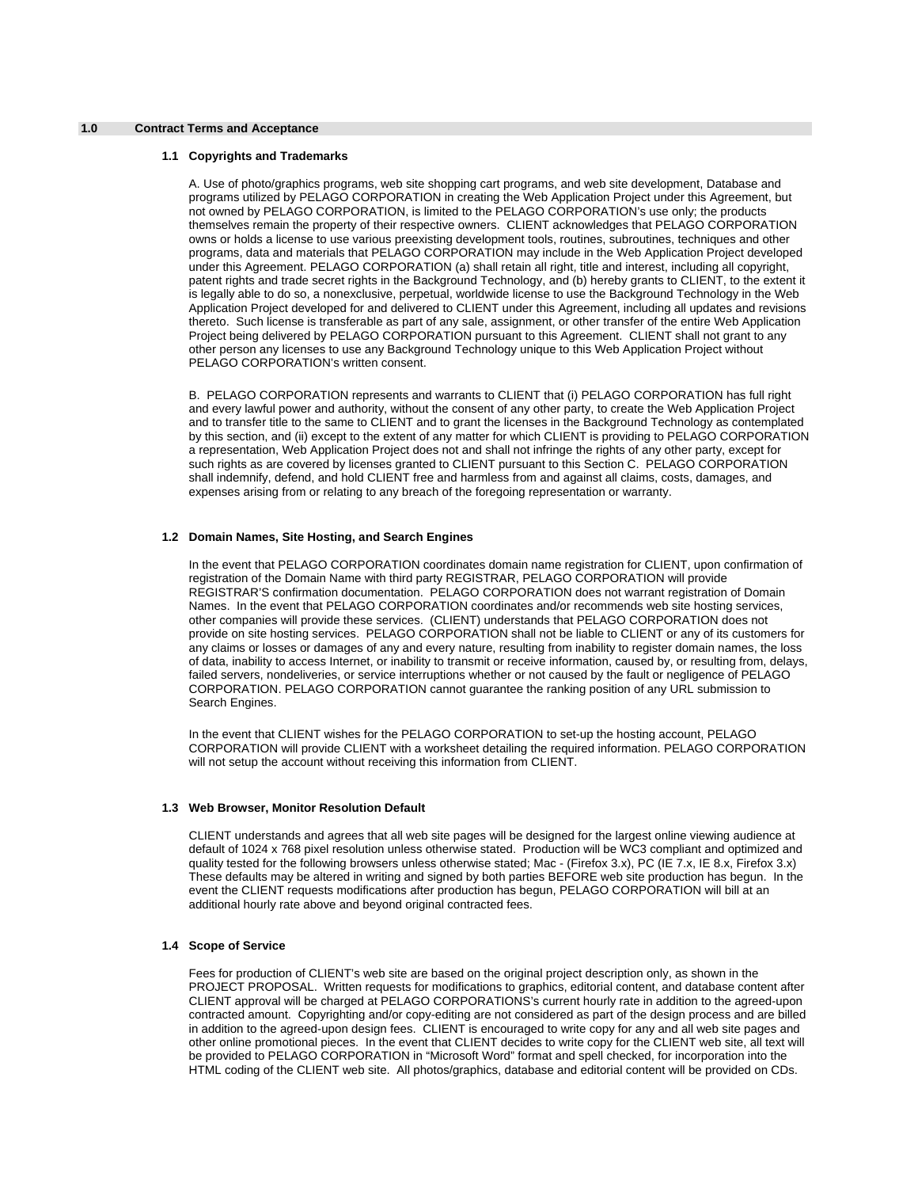## 1.0 Contract Terms and Acceptance

### 1.1 Copyrights and Trademarks

A. Use of photo/graphics programs, web site shopping cart programs, and web site development, Database and programs utilized by PELAGO CORPORATION in creating the Web Application Project under this Agreement, but not owned by PELAGO CORPORATION, is limited to the PELAGO CORPORATION's use only; the products themselves remain the property of their respective owners. CLIENT acknowledges that PELAGO CORPORATION owns or holds a license to use various preexisting development tools, routines, subroutines, techniques and other programs, data and materials that PELAGO CORPORATION may include in the Web Application Project developed under this Agreement. PELAGO CORPORATION (a) shall retain all right, title and interest, including all copyright, patent rights and trade secret rights in the Background Technology, and (b) hereby grants to CLIENT, to the extent it is legally able to do so, a nonexclusive, perpetual, worldwide license to use the Background Technology in the Web Application Project developed for and delivered to CLIENT under this Agreement, including all updates and revisions thereto. Such license is transferable as part of any sale, assignment, or other transfer of the entire Web Application Project being delivered by PELAGO CORPORATION pursuant to this Agreement. CLIENT shall not grant to any other person any licenses to use any Background Technology unique to this Web Application Project without PELAGO CORPORATION's written consent.

B. PELAGO CORPORATION represents and warrants to CLIENT that (i) PELAGO CORPORATION has full right and every lawful power and authority, without the consent of any other party, to create the Web Application Project and to transfer title to the same to CLIENT and to grant the licenses in the Background Technology as contemplated by this section, and (ii) except to the extent of any matter for which CLIENT is providing to PELAGO CORPORATION a representation, Web Application Project does not and shall not infringe the rights of any other party, except for such rights as are covered by licenses granted to CLIENT pursuant to this Section C. PELAGO CORPORATION shall indemnify, defend, and hold CLIENT free and harmless from and against all claims, costs, damages, and expenses arising from or relating to any breach of the foregoing representation or warranty.

### 1.2 Domain Names, Site Hosting, and Search Engines

In the event that PELAGO CORPORATION coordinates domain name registration for CLIENT, upon confirmation of registration of the Domain Name with third party REGISTRAR, PELAGO CORPORATION will provide REGISTRAR'S confirmation documentation. PELAGO CORPORATION does not warrant registration of Domain Names. In the event that PELAGO CORPORATION coordinates and/or recommends web site hosting services, other companies will provide these services. (CLIENT) understands that PELAGO CORPORATION does not provide on site hosting services. PELAGO CORPORATION shall not be liable to CLIENT or any of its customers for any claims or losses or damages of any and every nature, resulting from inability to register domain names, the loss of data, inability to access Internet, or inability to transmit or receive information, caused by, or resulting from, delays, failed servers, nondeliveries, or service interruptions whether or not caused by the fault or negligence of PELAGO CORPORATION. PELAGO CORPORATION cannot guarantee the ranking position of any URL submission to Search Engines.

In the event that CLIENT wishes for the PELAGO CORPORATION to set-up the hosting account, PELAGO CORPORATION will provide CLIENT with a worksheet detailing the required information. PELAGO CORPORATION will not setup the account without receiving this information from CLIENT.

### 1.3 Web Browser, Monitor Resolution Default

CLIENT understands and agrees that all web site pages will be designed for the largest online viewing audience at default of 1024 x 768 pixel resolution unless otherwise stated. Production will be WC3 compliant and optimized and quality tested for the following browsers unless otherwise stated; Mac - (Firefox 3.x), PC (IE 7.x, IE 8.x, Firefox 3.x) These defaults may be altered in writing and signed by both parties BEFORE web site production has begun. In the event the CLIENT requests modifications after production has begun, PELAGO CORPORATION will bill at an additional hourly rate above and beyond original contracted fees.

### 1.4 Scope of Service

Fees for production of CLIENT's web site are based on the original project description only, as shown in the PROJECT PROPOSAL. Written requests for modifications to graphics, editorial content, and database content after CLIENT approval will be charged at PELAGO CORPORATIONS's current hourly rate in addition to the agreed-upon contracted amount. Copyrighting and/or copy-editing are not considered as part of the design process and are billed in addition to the agreed-upon design fees. CLIENT is encouraged to write copy for any and all web site pages and other online promotional pieces. In the event that CLIENT decides to write copy for the CLIENT web site, all text will be provided to PELAGO CORPORATION in "Microsoft Word" format and spell checked, for incorporation into the HTML coding of the CLIENT web site. All photos/graphics, database and editorial content will be provided on CDs.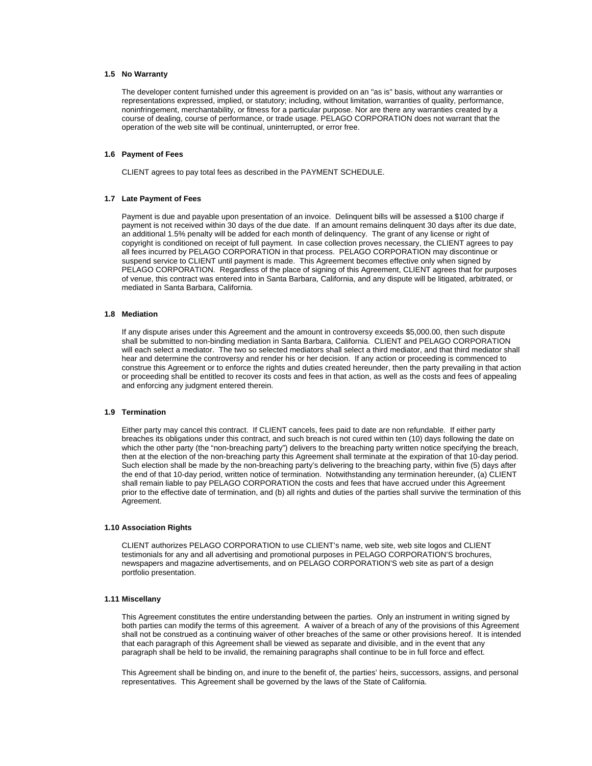### 1.5 No Warranty

The developer content furnished under this agreement is provided on an "as is" basis, without any warranties or representations expressed, implied, or statutory; including, without limitation, warranties of quality, performance, noninfringement, merchantability, or fitness for a particular purpose. Nor are there any warranties created by a course of dealing, course of performance, or trade usage. PELAGO CORPORATION does not warrant that the operation of the web site will be continual, uninterrupted, or error free.

### 1.6 Payment of Fees

CLIENT agrees to pay total fees as described in the PAYMENT SCHEDULE.

### 1.7 Late Payment of Fees

Payment is due and payable upon presentation of an invoice. Delinquent bills will be assessed a $100 charge if payment is not received within 30 days of the due date. If an amount remains delinquent 30 days after its due date, an additional 1.5% penalty will be added for each month of delinquency. The grant of any license or right of copyright is conditioned on receipt of full payment. In case collection proves necessary, the CLIENT agrees to pay all fees incurred by PELAGO CORPORATION in that process. PELAGO CORPORATION may discontinue or suspend service to CLIENT until payment is made. This Agreement becomes effective only when signed by PELAGO CORPORATION. Regardless of the place of signing of this Agreement, CLIENT agrees that for purposes of venue, this contract was entered into in Santa Barbara, California, and any dispute will be litigated, arbitrated, or mediated in Santa Barbara, California.

### 1.8 Mediation

If any dispute arises under this Agreement and the amount in controversy exceeds $5,000.00, then such dispute shall be submitted to non-binding mediation in Santa Barbara, California. CLIENT and PELAGO CORPORATION will each select a mediator. The two so selected mediators shall select a third mediator, and that third mediator shall hear and determine the controversy and render his or her decision. If any action or proceeding is commenced to construe this Agreement or to enforce the rights and duties created hereunder, then the party prevailing in that action or proceeding shall be entitled to recover its costs and fees in that action, as well as the costs and fees of appealing and enforcing any judgment entered therein.

### 1.9 Termination

Either party may cancel this contract. If CLIENT cancels, fees paid to date are non refundable. If either party breaches its obligations under this contract, and such breach is not cured within ten (10) days following the date on which the other party (the "non-breaching party") delivers to the breaching party written notice specifying the breach, then at the election of the non-breaching party this Agreement shall terminate at the expiration of that 10-day period. Such election shall be made by the non-breaching party's delivering to the breaching party, within five (5) days after the end of that 10-day period, written notice of termination. Notwithstanding any termination hereunder, (a) CLIENT shall remain liable to pay PELAGO CORPORATION the costs and fees that have accrued under this Agreement prior to the effective date of termination, and (b) all rights and duties of the parties shall survive the termination of this Agreement.

### 1.10 Association Rights

CLIENT authorizes PELAGO CORPORATION to use CLIENT's name, web site, web site logos and CLIENT testimonials for any and all advertising and promotional purposes in PELAGO CORPORATION'S brochures, newspapers and magazine advertisements, and on PELAGO CORPORATION'S web site as part of a design portfolio presentation.

### 1.11 Miscellany

This Agreement constitutes the entire understanding between the parties. Only an instrument in writing signed by both parties can modify the terms of this agreement. A waiver of a breach of any of the provisions of this Agreement shall not be construed as a continuing waiver of other breaches of the same or other provisions hereof. It is intended that each paragraph of this Agreement shall be viewed as separate and divisible, and in the event that any paragraph shall be held to be invalid, the remaining paragraphs shall continue to be in full force and effect.

This Agreement shall be binding on, and inure to the benefit of, the parties' heirs, successors, assigns, and personal representatives. This Agreement shall be governed by the laws of the State of California.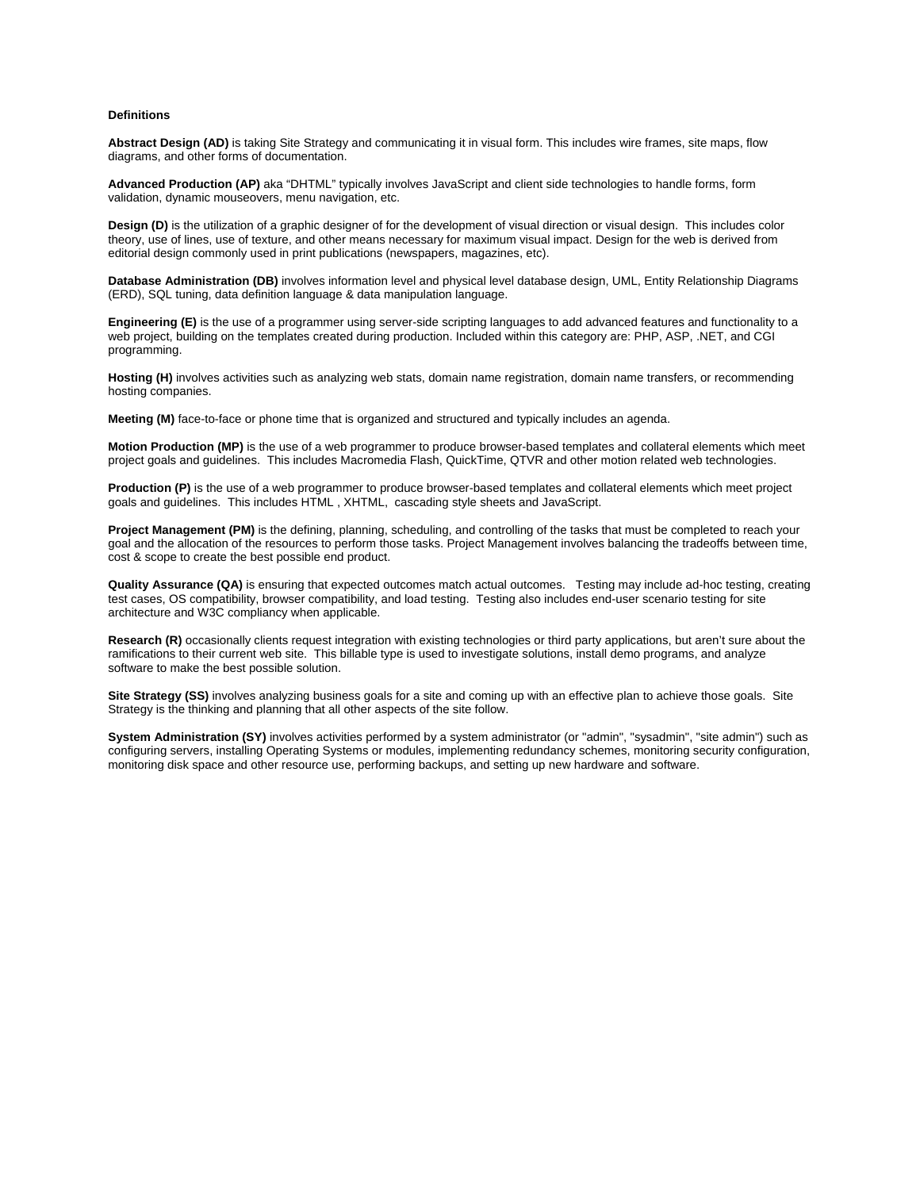**Definitions**

**Abstract Design (AD)** is taking Site Strategy and communicating it in visual form. This includes wire frames, site maps, flow diagrams, and other forms of documentation.

**Advanced Production (AP)** aka "DHTML" typically involves JavaScript and client side technologies to handle forms, form validation, dynamic mouseovers, menu navigation, etc.

**Design (D)** is the utilization of a graphic designer of for the development of visual direction or visual design. This includes color theory, use of lines, use of texture, and other means necessary for maximum visual impact. Design for the web is derived from editorial design commonly used in print publications (newspapers, magazines, etc).

**Database Administration (DB)** involves information level and physical level database design, UML, Entity Relationship Diagrams (ERD), SQL tuning, data definition language & data manipulation language.

**Engineering (E)** is the use of a programmer using server-side scripting languages to add advanced features and functionality to a web project, building on the templates created during production. Included within this category are: PHP, ASP, .NET, and CGI programming.

**Hosting (H)** involves activities such as analyzing web stats, domain name registration, domain name transfers, or recommending hosting companies.

**Meeting (M)** face-to-face or phone time that is organized and structured and typically includes an agenda.

**Motion Production (MP)** is the use of a web programmer to produce browser-based templates and collateral elements which meet project goals and guidelines. This includes Macromedia Flash, QuickTime, QTVR and other motion related web technologies.

**Production (P)** is the use of a web programmer to produce browser-based templates and collateral elements which meet project goals and guidelines. This includes HTML , XHTML, cascading style sheets and JavaScript.

**Project Management (PM)** is the defining, planning, scheduling, and controlling of the tasks that must be completed to reach your goal and the allocation of the resources to perform those tasks. Project Management involves balancing the tradeoffs between time, cost & scope to create the best possible end product.

**Quality Assurance (QA)** is ensuring that expected outcomes match actual outcomes. Testing may include ad-hoc testing, creating test cases, OS compatibility, browser compatibility, and load testing. Testing also includes end-user scenario testing for site architecture and W3C compliancy when applicable.

**Research (R)** occasionally clients request integration with existing technologies or third party applications, but aren't sure about the ramifications to their current web site. This billable type is used to investigate solutions, install demo programs, and analyze software to make the best possible solution.

**Site Strategy (SS)** involves analyzing business goals for a site and coming up with an effective plan to achieve those goals. Site Strategy is the thinking and planning that all other aspects of the site follow.

**System Administration (SY)** involves activities performed by a system administrator (or "admin", "sysadmin", "site admin") such as configuring servers, installing Operating Systems or modules, implementing redundancy schemes, monitoring security configuration, monitoring disk space and other resource use, performing backups, and setting up new hardware and software.